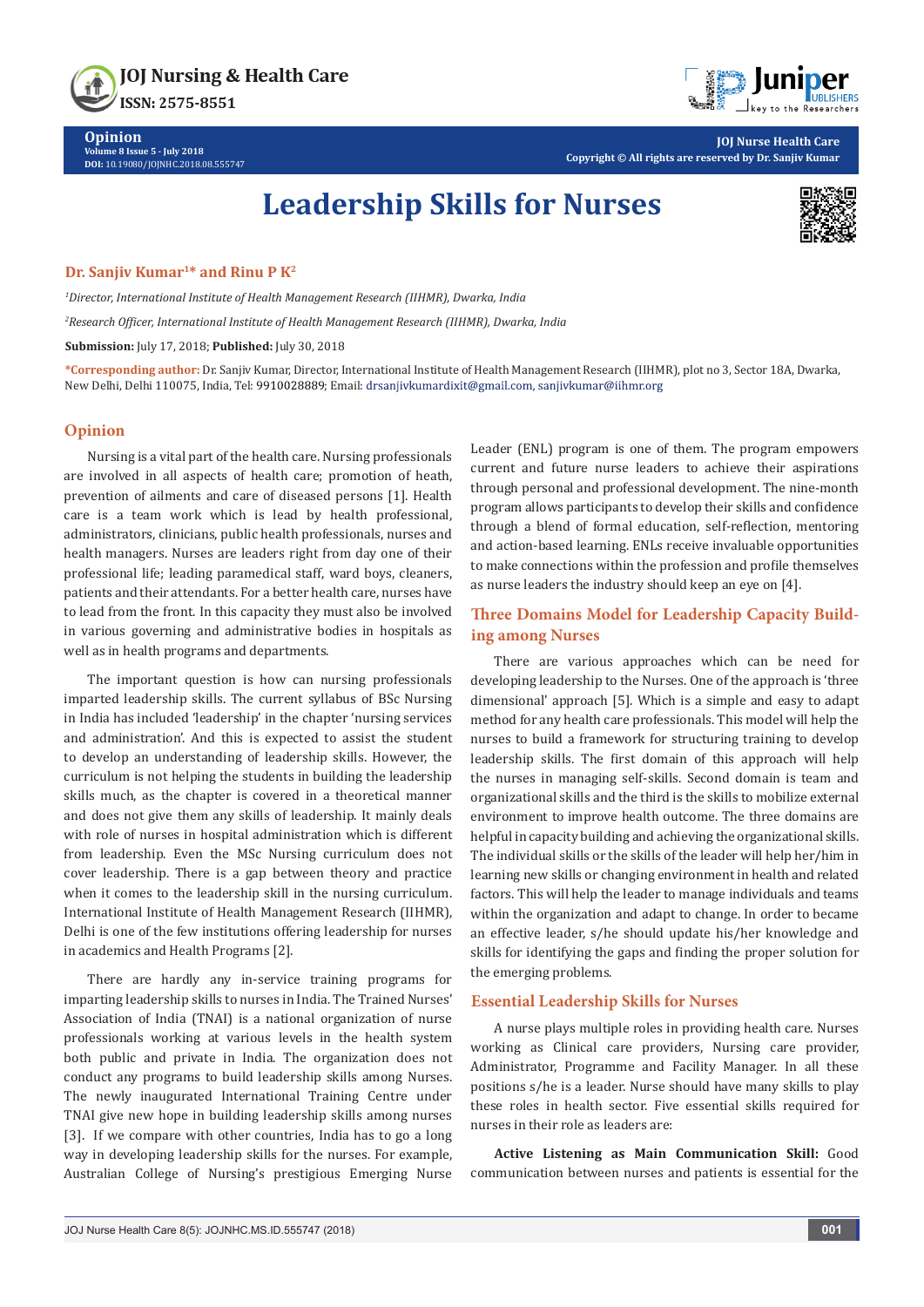Opinion
Volume 8 Issue 5 - July 2018
DOI: 10.19080/JOJNHC.2018.08.555747

JOJ Nurse Health Care
Copyright © All rights are reserved by Dr. Sanjiv Kumar

# Leadership Skills for Nurses

**Dr. Sanjiv Kumar[1]* and Rinu P K[2]**

[1]*Director, International Institute of Health Management Research (IIHMR), Dwarka, India*

[2]*Research Officer, International Institute of Health Management Research (IIHMR), Dwarka, India*

**Submission:** July 17, 2018; **Published:** July 30, 2018

***Corresponding author:** Dr. Sanjiv Kumar, Director, International Institute of Health Management Research (IIHMR), plot no 3, Sector 18A, Dwarka, New Delhi, Delhi 110075, India, Tel: 9910028889; Email: drsanjivkumardixit@gmail.com, sanjivkumar@iihmr.org

## Opinion

Nursing is a vital part of the health care. Nursing professionals are involved in all aspects of health care; promotion of heath, prevention of ailments and care of diseased persons [1]. Health care is a team work which is lead by health professional, administrators, clinicians, public health professionals, nurses and health managers. Nurses are leaders right from day one of their professional life; leading paramedical staff, ward boys, cleaners, patients and their attendants. For a better health care, nurses have to lead from the front. In this capacity they must also be involved in various governing and administrative bodies in hospitals as well as in health programs and departments.

The important question is how can nursing professionals imparted leadership skills. The current syllabus of BSc Nursing in India has included 'leadership' in the chapter 'nursing services and administration'. And this is expected to assist the student to develop an understanding of leadership skills. However, the curriculum is not helping the students in building the leadership skills much, as the chapter is covered in a theoretical manner and does not give them any skills of leadership. It mainly deals with role of nurses in hospital administration which is different from leadership. Even the MSc Nursing curriculum does not cover leadership. There is a gap between theory and practice when it comes to the leadership skill in the nursing curriculum. International Institute of Health Management Research (IIHMR), Delhi is one of the few institutions offering leadership for nurses in academics and Health Programs [2].

There are hardly any in-service training programs for imparting leadership skills to nurses in India. The Trained Nurses' Association of India (TNAI) is a national organization of nurse professionals working at various levels in the health system both public and private in India. The organization does not conduct any programs to build leadership skills among Nurses. The newly inaugurated International Training Centre under TNAI give new hope in building leadership skills among nurses [3]. If we compare with other countries, India has to go a long way in developing leadership skills for the nurses. For example, Australian College of Nursing's prestigious Emerging Nurse Leader (ENL) program is one of them. The program empowers current and future nurse leaders to achieve their aspirations through personal and professional development. The nine-month program allows participants to develop their skills and confidence through a blend of formal education, self-reflection, mentoring and action-based learning. ENLs receive invaluable opportunities to make connections within the profession and profile themselves as nurse leaders the industry should keep an eye on [4].

## Three Domains Model for Leadership Capacity Building among Nurses

There are various approaches which can be need for developing leadership to the Nurses. One of the approach is 'three dimensional' approach [5]. Which is a simple and easy to adapt method for any health care professionals. This model will help the nurses to build a framework for structuring training to develop leadership skills. The first domain of this approach will help the nurses in managing self-skills. Second domain is team and organizational skills and the third is the skills to mobilize external environment to improve health outcome. The three domains are helpful in capacity building and achieving the organizational skills. The individual skills or the skills of the leader will help her/him in learning new skills or changing environment in health and related factors. This will help the leader to manage individuals and teams within the organization and adapt to change. In order to became an effective leader, s/he should update his/her knowledge and skills for identifying the gaps and finding the proper solution for the emerging problems.

## Essential Leadership Skills for Nurses

A nurse plays multiple roles in providing health care. Nurses working as Clinical care providers, Nursing care provider, Administrator, Programme and Facility Manager. In all these positions s/he is a leader. Nurse should have many skills to play these roles in health sector. Five essential skills required for nurses in their role as leaders are:

**Active Listening as Main Communication Skill:** Good communication between nurses and patients is essential for the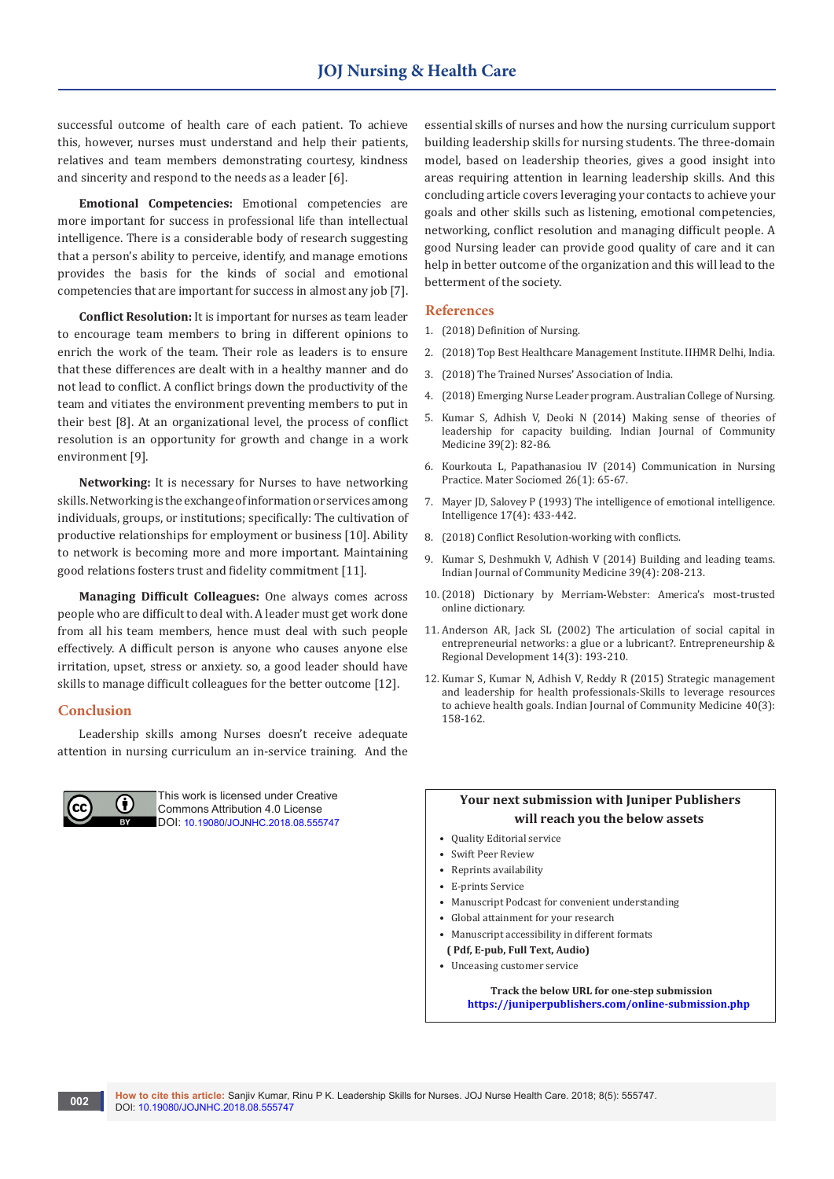successful outcome of health care of each patient. To achieve this, however, nurses must understand and help their patients, relatives and team members demonstrating courtesy, kindness and sincerity and respond to the needs as a leader [6].

**Emotional Competencies:** Emotional competencies are more important for success in professional life than intellectual intelligence. There is a considerable body of research suggesting that a person's ability to perceive, identify, and manage emotions provides the basis for the kinds of social and emotional competencies that are important for success in almost any job [7].

**Conflict Resolution:** It is important for nurses as team leader to encourage team members to bring in different opinions to enrich the work of the team. Their role as leaders is to ensure that these differences are dealt with in a healthy manner and do not lead to conflict. A conflict brings down the productivity of the team and vitiates the environment preventing members to put in their best [8]. At an organizational level, the process of conflict resolution is an opportunity for growth and change in a work environment [9].

**Networking:** It is necessary for Nurses to have networking skills. Networking is the exchange of information or services among individuals, groups, or institutions; specifically: The cultivation of productive relationships for employment or business [10]. Ability to network is becoming more and more important. Maintaining good relations fosters trust and fidelity commitment [11].

**Managing Difficult Colleagues:** One always comes across people who are difficult to deal with. A leader must get work done from all his team members, hence must deal with such people effectively. A difficult person is anyone who causes anyone else irritation, upset, stress or anxiety. so, a good leader should have skills to manage difficult colleagues for the better outcome [12].

## Conclusion

Leadership skills among Nurses doesn't receive adequate attention in nursing curriculum an in-service training. And the essential skills of nurses and how the nursing curriculum support building leadership skills for nursing students. The three-domain model, based on leadership theories, gives a good insight into areas requiring attention in learning leadership skills. And this concluding article covers leveraging your contacts to achieve your goals and other skills such as listening, emotional competencies, networking, conflict resolution and managing difficult people. A good Nursing leader can provide good quality of care and it can help in better outcome of the organization and this will lead to the betterment of the society.

## References

1. (2018) Definition of Nursing.
2. (2018) Top Best Healthcare Management Institute. IIHMR Delhi, India.
3. (2018) The Trained Nurses' Association of India.
4. (2018) Emerging Nurse Leader program. Australian College of Nursing.
5. Kumar S, Adhish V, Deoki N (2014) Making sense of theories of leadership for capacity building. Indian Journal of Community Medicine 39(2): 82-86.
6. Kourkouta L, Papathanasiou IV (2014) Communication in Nursing Practice. Mater Sociomed 26(1): 65-67.
7. Mayer JD, Salovey P (1993) The intelligence of emotional intelligence. Intelligence 17(4): 433-442.
8. (2018) Conflict Resolution-working with conflicts.
9. Kumar S, Deshmukh V, Adhish V (2014) Building and leading teams. Indian Journal of Community Medicine 39(4): 208-213.
10. (2018) Dictionary by Merriam-Webster: America's most-trusted online dictionary.
11. Anderson AR, Jack SL (2002) The articulation of social capital in entrepreneurial networks: a glue or a lubricant?. Entrepreneurship & Regional Development 14(3): 193-210.
12. Kumar S, Kumar N, Adhish V, Reddy R (2015) Strategic management and leadership for health professionals-Skills to leverage resources to achieve health goals. Indian Journal of Community Medicine 40(3): 158-162.

This work is licensed under Creative Commons Attribution 4.0 License
DOI: 10.19080/JOJNHC.2018.08.555747

**Your next submission with Juniper Publishers will reach you the below assets**

- Quality Editorial service
- Swift Peer Review
- Reprints availability
- E-prints Service
- Manuscript Podcast for convenient understanding
- Global attainment for your research
- Manuscript accessibility in different formats
  **( Pdf, E-pub, Full Text, Audio)**
- Unceasing customer service

**Track the below URL for one-step submission**
**https://juniperpublishers.com/online-submission.php**